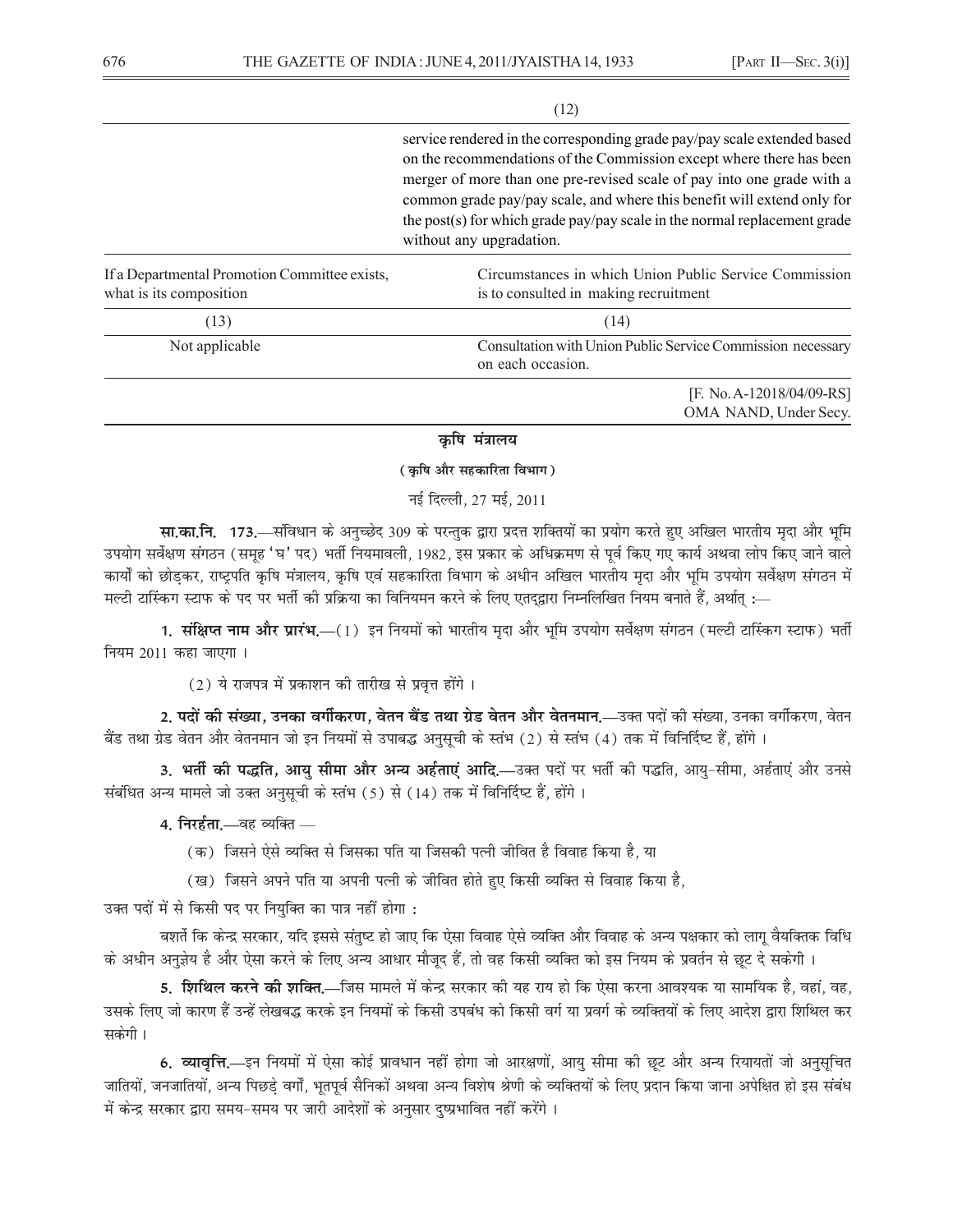| | (12) |
|---|---|
| | service rendered in the corresponding grade pay/pay scale extended based on the recommendations of the Commission except where there has been merger of more than one pre-revised scale of pay into one grade with a common grade pay/pay scale, and where this benefit will extend only for the post(s) for which grade pay/pay scale in the normal replacement grade without any upgradation. |

| If a Departmental Promotion Committee exists, what is its composition | Circumstances in which Union Public Service Commission is to consulted in making recruitment |
|---|---|
| (13) | (14) |
| Not applicable | Consultation with Union Public Service Commission necessary on each occasion. |

[F. No. A-12018/04/09-RS]
OMA NAND, Under Secy.

## कृषि मंत्रालय

### ( कृषि और सहकारिता विभाग )

नई दिल्ली, 27 मई, 2011

**सा.का.नि. 173.**—संविधान के अनुच्छेद 309 के परन्तुक द्वारा प्रदत्त शक्तियों का प्रयोग करते हुए अखिल भारतीय मृदा और भूमि उपयोग सर्वेक्षण संगठन (समूह 'घ' पद) भर्ती नियमावली, 1982, इस प्रकार के अधिक्रमण से पूर्व किए गए कार्य अथवा लोप किए जाने वाले कार्यों को छोड़कर, राष्ट्रपति कृषि मंत्रालय, कृषि एवं सहकारिता विभाग के अधीन अखिल भारतीय मृदा और भूमि उपयोग सर्वेक्षण संगठन में मल्टी टास्किंग स्टाफ के पद पर भर्ती की प्रक्रिया का विनियमन करने के लिए एतद्द्वारा निम्नलिखित नियम बनाते हैं, अर्थात् :—

**1. संक्षिप्त नाम और प्रारंभ.**—(1) इन नियमों को भारतीय मृदा और भूमि उपयोग सर्वेक्षण संगठन (मल्टी टास्किंग स्टाफ) भर्ती नियम 2011 कहा जाएगा ।

(2) ये राजपत्र में प्रकाशन की तारीख से प्रवृत्त होंगे ।

**2. पदों की संख्या, उनका वर्गीकरण, वेतन बैंड तथा ग्रेड वेतन और वेतनमान.**—उक्त पदों की संख्या, उनका वर्गीकरण, वेतन बैंड तथा ग्रेड वेतन और वेतनमान जो इन नियमों से उपाबद्ध अनुसूची के स्तंभ (2) से स्तंभ (4) तक में विनिर्दिष्ट हैं, होंगे ।

**3. भर्ती की पद्धति, आयु सीमा और अन्य अर्हताएं आदि.**—उक्त पदों पर भर्ती की पद्धति, आयु-सीमा, अर्हताएं और उनसे संबंधित अन्य मामले जो उक्त अनुसूची के स्तंभ (5) से (14) तक में विनिर्दिष्ट हैं, होंगे ।

**4. निरर्हता.**—वह व्यक्ति —

(क) जिसने ऐसे व्यक्ति से जिसका पति या जिसकी पत्नी जीवित है विवाह किया है, या

(ख) जिसने अपने पति या अपनी पत्नी के जीवित होते हुए किसी व्यक्ति से विवाह किया है,

उक्त पदों में से किसी पद पर नियुक्ति का पात्र नहीं होगा :

बशर्ते कि केन्द्र सरकार, यदि इससे संतुष्ट हो जाए कि ऐसा विवाह ऐसे व्यक्ति और विवाह के अन्य पक्षकार को लागू वैयक्तिक विधि के अधीन अनुज्ञेय है और ऐसा करने के लिए अन्य आधार मौजूद हैं, तो वह किसी व्यक्ति को इस नियम के प्रवर्तन से छूट दे सकेगी ।

**5. शिथिल करने की शक्ति.**—जिस मामले में केन्द्र सरकार की यह राय हो कि ऐसा करना आवश्यक या सामयिक है, वहां, वह, उसके लिए जो कारण हैं उन्हें लेखबद्ध करके इन नियमों के किसी उपबंध को किसी वर्ग या प्रवर्ग के व्यक्तियों के लिए आदेश द्वारा शिथिल कर सकेगी ।

**6. व्यावृत्ति.**—इन नियमों में ऐसा कोई प्रावधान नहीं होगा जो आरक्षणों, आयु सीमा की छूट और अन्य रियायतों जो अनुसूचित जातियों, जनजातियों, अन्य पिछड़े वर्गों, भूतपूर्व सैनिकों अथवा अन्य विशेष श्रेणी के व्यक्तियों के लिए प्रदान किया जाना अपेक्षित हो इस संबंध में केन्द्र सरकार द्वारा समय-समय पर जारी आदेशों के अनुसार दुष्प्रभावित नहीं करेंगे ।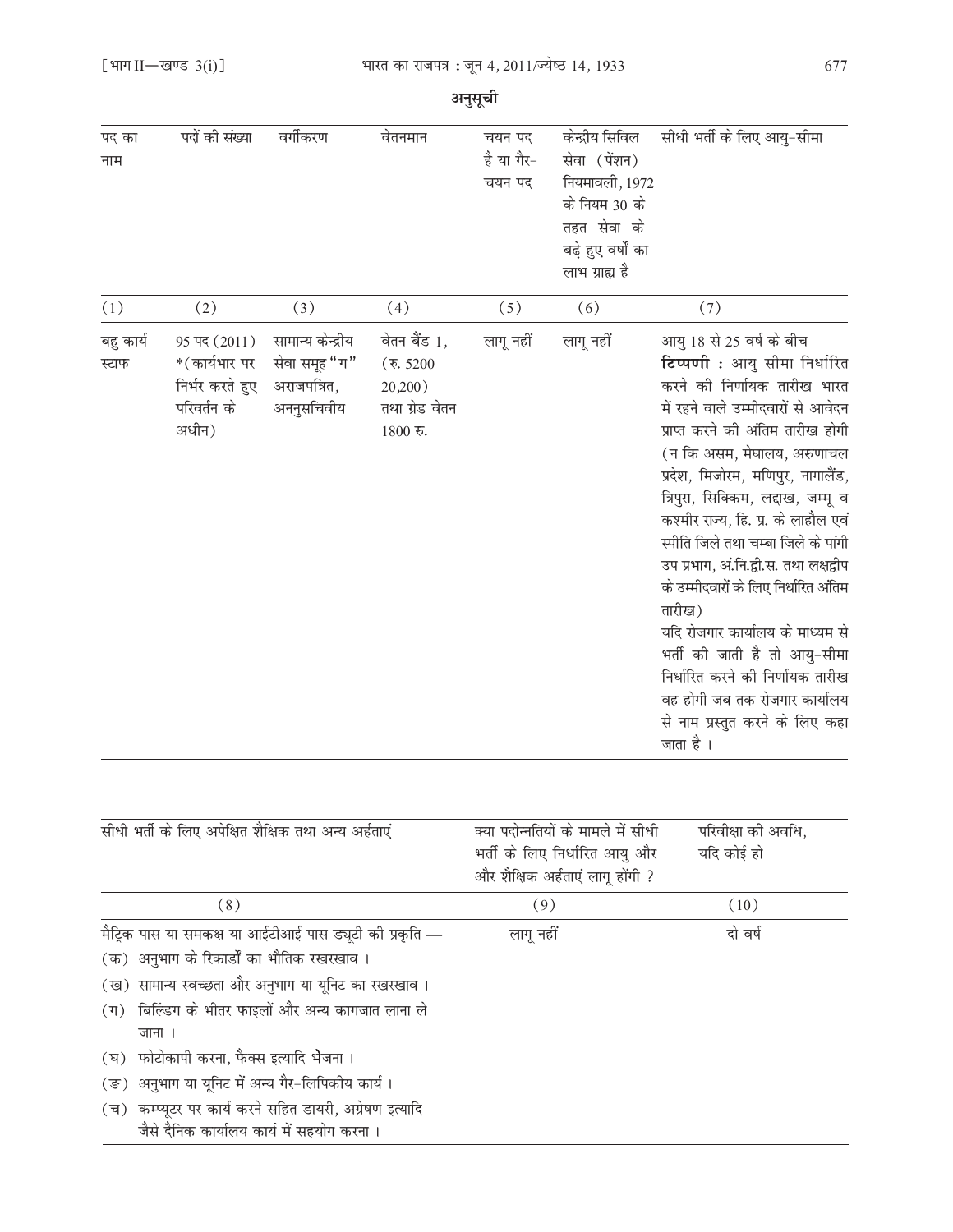## अनुसूची

| पद का नाम | पदों की संख्या | वर्गीकरण | वेतनमान | चयन पद है या गैर-चयन पद | केन्द्रीय सिविल सेवा (पेंशन) नियमावली, 1972 के नियम 30 के तहत सेवा के बढ़े हुए वर्षों का लाभ ग्राह्य है | सीधी भर्ती के लिए आयु-सीमा |
|---|---|---|---|---|---|---|
| (1) | (2) | (3) | (4) | (5) | (6) | (7) |
| बहु कार्य स्टाफ | 95 पद (2011) *(कार्यभार पर निर्भर करते हुए परिवर्तन के अधीन) | सामान्य केन्द्रीय सेवा समूह "ग" अराजपत्रित, अननुसचिवीय | वेतन बैंड 1, (रु. 5200—20,200) तथा ग्रेड वेतन 1800 रु. | लागू नहीं | लागू नहीं | आयु 18 से 25 वर्ष के बीच<br>**टिप्पणी :** आयु सीमा निर्धारित करने की निर्णायक तारीख भारत में रहने वाले उम्मीदवारों से आवेदन प्राप्त करने की अंतिम तारीख होगी (न कि असम, मेघालय, अरुणाचल प्रदेश, मिजोरम, मणिपुर, नागालैंड, त्रिपुरा, सिक्किम, लद्दाख, जम्मू व कश्मीर राज्य, हि. प्र. के लाहौल एवं स्पीति जिले तथा चम्बा जिले के पांगी उप प्रभाग, अं.नि.द्वी.स. तथा लक्षद्वीप के उम्मीदवारों के लिए निर्धारित अंतिम तारीख)<br>यदि रोजगार कार्यालय के माध्यम से भर्ती की जाती है तो आयु-सीमा निर्धारित करने की निर्णायक तारीख वह होगी जब तक रोजगार कार्यालय से नाम प्रस्तुत करने के लिए कहा जाता है । |

| सीधी भर्ती के लिए अपेक्षित शैक्षिक तथा अन्य अर्हताएं | क्या पदोन्नतियों के मामले में सीधी भर्ती के लिए निर्धारित आयु और और शैक्षिक अर्हताएं लागू होंगी ? | परिवीक्षा की अवधि, यदि कोई हो |
|---|---|---|
| (8) | (9) | (10) |
| मैट्रिक पास या समकक्ष या आईटीआई पास ड्यूटी की प्रकृति —<br>(क) अनुभाग के रिकार्डों का भौतिक रखरखाव ।<br>(ख) सामान्य स्वच्छता और अनुभाग या यूनिट का रखरखाव ।<br>(ग) बिल्डिंग के भीतर फाइलों और अन्य कागजात लाना ले जाना ।<br>(घ) फोटोकापी करना, फैक्स इत्यादि भेजना ।<br>(ङ) अनुभाग या यूनिट में अन्य गैर-लिपिकीय कार्य ।<br>(च) कम्प्यूटर पर कार्य करने सहित डायरी, अग्रेषण इत्यादि जैसे दैनिक कार्यालय कार्य में सहयोग करना । | लागू नहीं | दो वर्ष |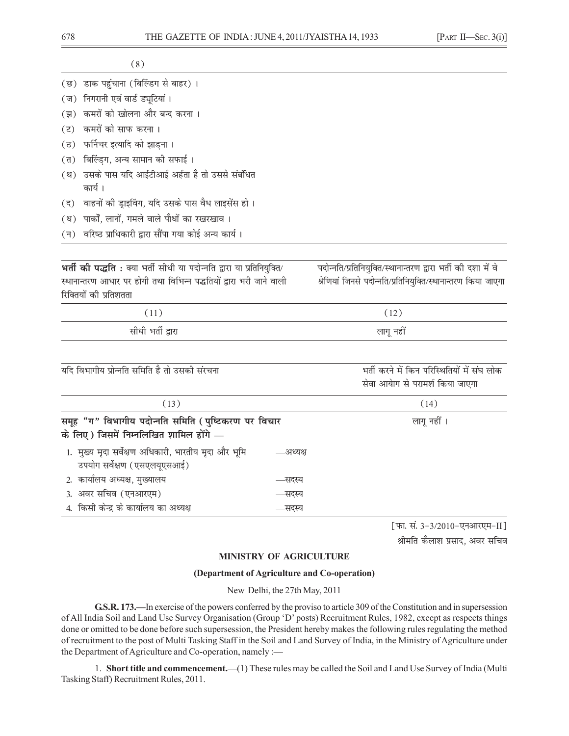(8)

(छ) डाक पहुंचाना (बिल्डिंग से बाहर) ।
(ज) निगरानी एवं वार्ड ड्यूटियां ।
(झ) कमरों को खोलना और बन्द करना ।
(ट) कमरों को साफ करना ।
(ठ) फर्निचर इत्यादि को झाड़ना ।
(त) बिल्डिंग, अन्य सामान की सफाई ।
(थ) उसके पास यदि आईटीआई अर्हता है तो उससे संबंधित कार्य ।
(द) वाहनों की ड्राइविंग, यदि उसके पास वैध लाइसेंस हो ।
(ध) पार्कों, लानों, गमले वाले पौधों का रखरखाव ।
(न) वरिष्ठ प्राधिकारी द्वारा सौंपा गया कोई अन्य कार्य ।

| **भर्ती की पद्धति :** क्या भर्ती सीधी या पदोन्नति द्वारा या प्रतिनियुक्ति/स्थानान्तरण आधार पर होगी तथा विभिन्न पद्धतियों द्वारा भरी जाने वाली रिक्तियों की प्रतिशतता | पदोन्नति/प्रतिनियुक्ति/स्थानान्तरण द्वारा भर्ती की दशा में वे श्रेणियां जिससे पदोन्नति/प्रतिनियुक्ति/स्थानान्तरण किया जाएगा |
|---|---|
| (11) | (12) |
| सीधी भर्ती द्वारा | लागू नहीं |

| यदि विभागीय प्रोन्नति समिति है तो उसकी संरचना | भर्ती करने में किन परिस्थितियों में संघ लोक सेवा आयोग से परामर्श किया जाएगा |
|---|---|
| (13) | (14) |
| **समूह "ग" विभागीय पदोन्नति समिति (पुष्टिकरण पर विचार के लिए) जिसमें निम्नलिखित शामिल होंगे —**<br>1. मुख्य मृदा सर्वेक्षण अधिकारी, भारतीय मृदा और भूमि उपयोग सर्वेक्षण (एसएलयूएसआई) —अध्यक्ष<br>2. कार्यालय अध्यक्ष, मुख्यालय —सदस्य<br>3. अवर सचिव (एनआरएम) —सदस्य<br>4. किसी केन्द्र के कार्यालय का अध्यक्ष —सदस्य | लागू नहीं । |

[फा. सं. 3-3/2010-एनआरएम-II]

श्रीमति कैलाश प्रसाद, अवर सचिव

## MINISTRY OF AGRICULTURE

### (Department of Agriculture and Co-operation)

New Delhi, the 27th May, 2011

**G.S.R. 173.**—In exercise of the powers conferred by the proviso to article 309 of the Constitution and in supersession of All India Soil and Land Use Survey Organisation (Group 'D' posts) Recruitment Rules, 1982, except as respects things done or omitted to be done before such supersession, the President hereby makes the following rules regulating the method of recruitment to the post of Multi Tasking Staff in the Soil and Land Survey of India, in the Ministry of Agriculture under the Department of Agriculture and Co-operation, namely :—

1. **Short title and commencement.**—(1) These rules may be called the Soil and Land Use Survey of India (Multi Tasking Staff) Recruitment Rules, 2011.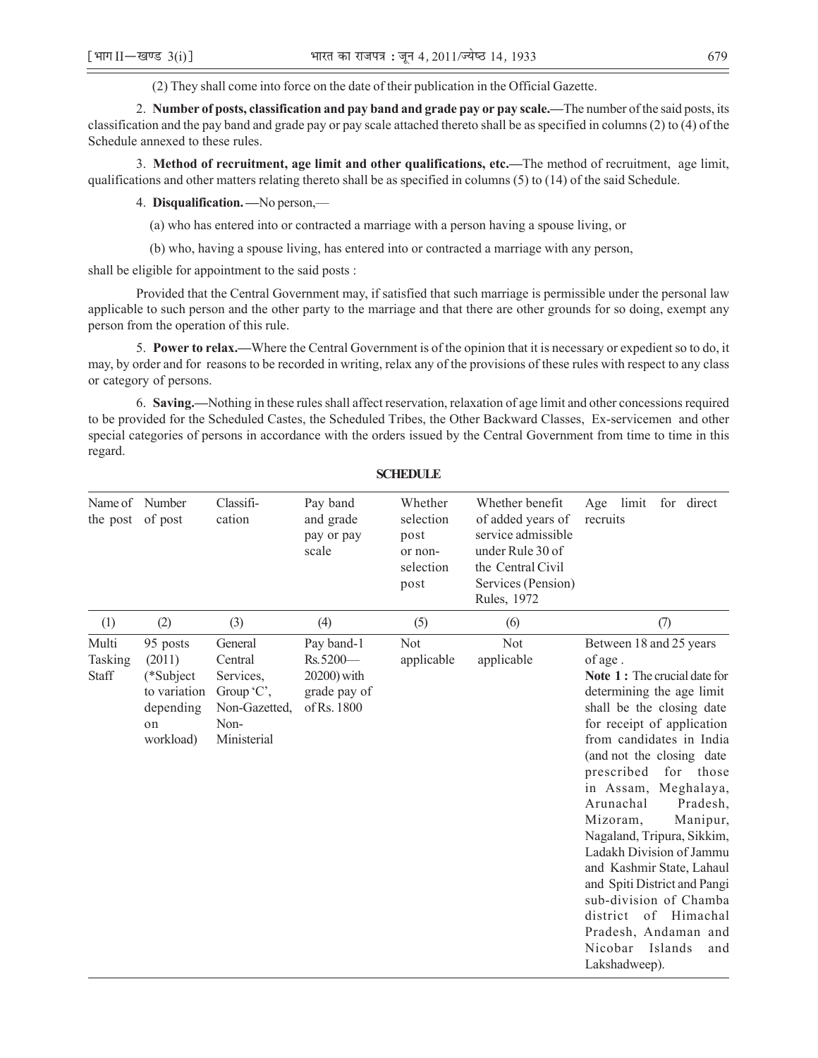(2) They shall come into force on the date of their publication in the Official Gazette.

2. **Number of posts, classification and pay band and grade pay or pay scale.—**The number of the said posts, its classification and the pay band and grade pay or pay scale attached thereto shall be as specified in columns (2) to (4) of the Schedule annexed to these rules.

3. **Method of recruitment, age limit and other qualifications, etc.—**The method of recruitment, age limit, qualifications and other matters relating thereto shall be as specified in columns (5) to (14) of the said Schedule.

4. **Disqualification. —**No person,—

(a) who has entered into or contracted a marriage with a person having a spouse living, or

(b) who, having a spouse living, has entered into or contracted a marriage with any person,

shall be eligible for appointment to the said posts :

Provided that the Central Government may, if satisfied that such marriage is permissible under the personal law applicable to such person and the other party to the marriage and that there are other grounds for so doing, exempt any person from the operation of this rule.

5. **Power to relax.—**Where the Central Government is of the opinion that it is necessary or expedient so to do, it may, by order and for reasons to be recorded in writing, relax any of the provisions of these rules with respect to any class or category of persons.

6. **Saving.—**Nothing in these rules shall affect reservation, relaxation of age limit and other concessions required to be provided for the Scheduled Castes, the Scheduled Tribes, the Other Backward Classes, Ex-servicemen and other special categories of persons in accordance with the orders issued by the Central Government from time to time in this regard.

**SCHEDULE**

| Name of the post | Number of post | Classification | Pay band and grade pay or pay scale | Whether selection post or non-selection post | Whether benefit of added years of service admissible under Rule 30 of the Central Civil Services (Pension) Rules, 1972 | Age limit for direct recruits |
|---|---|---|---|---|---|---|
| (1) | (2) | (3) | (4) | (5) | (6) | (7) |
| Multi Tasking Staff | 95 posts (2011) (*Subject to variation depending on workload) | General Central Services, Group 'C', Non-Gazetted, Non-Ministerial | Pay band-1 Rs.5200—20200) with grade pay of of Rs. 1800 | Not applicable | Not applicable | Between 18 and 25 years of age. **Note 1 :** The crucial date for determining the age limit shall be the closing date for receipt of application from candidates in India (and not the closing date prescribed for those in Assam, Meghalaya, Arunachal Pradesh, Mizoram, Manipur, Nagaland, Tripura, Sikkim, Ladakh Division of Jammu and Kashmir State, Lahaul and Spiti District and Pangi sub-division of Chamba district of Himachal Pradesh, Andaman and Nicobar Islands and Lakshadweep). |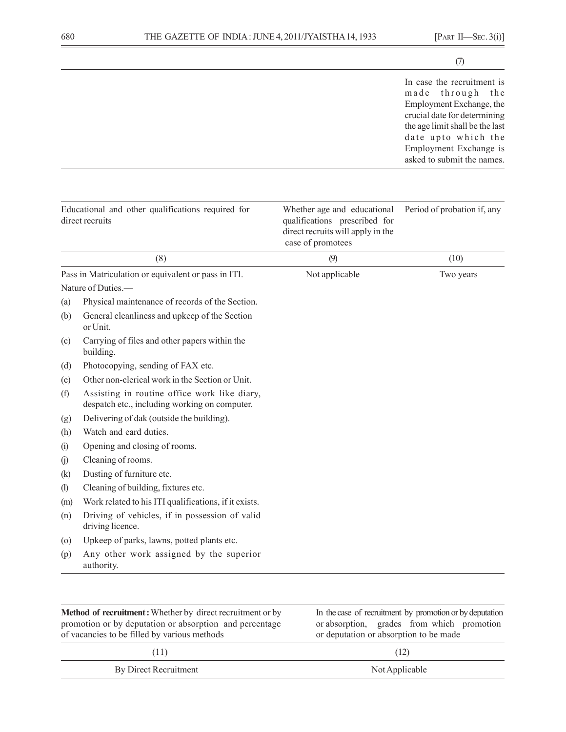| (7) |
|---|
| In case the recruitment is made through the Employment Exchange, the crucial date for determining the age limit shall be the last date upto which the Employment Exchange is asked to submit the names. |

| Educational and other qualifications required for direct recruits | Whether age and educational qualifications prescribed for direct recruits will apply in the case of promotees | Period of probation if, any |
|---|---|---|
| (8) | (9) | (10) |
| Pass in Matriculation or equivalent or pass in ITI. | Not applicable | Two years |

Nature of Duties.—

(a) Physical maintenance of records of the Section.

(b) General cleanliness and upkeep of the Section or Unit.

(c) Carrying of files and other papers within the building.

(d) Photocopying, sending of FAX etc.

(e) Other non-clerical work in the Section or Unit.

(f) Assisting in routine office work like diary, despatch etc., including working on computer.

(g) Delivering of dak (outside the building).

(h) Watch and eard duties.

(i) Opening and closing of rooms.

(j) Cleaning of rooms.

(k) Dusting of furniture etc.

(l) Cleaning of building, fixtures etc.

(m) Work related to his ITI qualifications, if it exists.

(n) Driving of vehicles, if in possession of valid driving licence.

(o) Upkeep of parks, lawns, potted plants etc.

(p) Any other work assigned by the superior authority.

| **Method of recruitment:** Whether by direct recruitment or by promotion or by deputation or absorption and percentage of vacancies to be filled by various methods | In the case of recruitment by promotion or by deputation or absorption, grades from which promotion or deputation or absorption to be made |
|---|---|
| (11) | (12) |
| By Direct Recruitment | Not Applicable |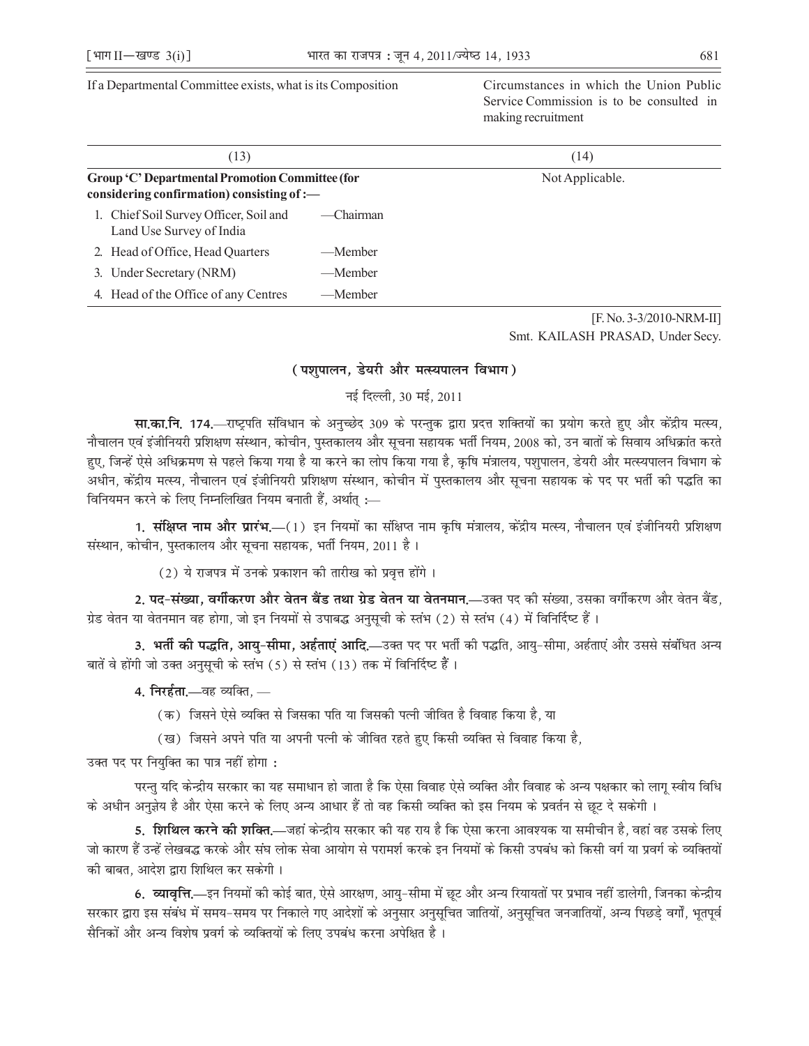| If a Departmental Committee exists, what is its Composition | Circumstances in which the Union Public Service Commission is to be consulted in making recruitment |
|---|---|
| (13) | (14) |
| **Group 'C' Departmental Promotion Committee (for considering confirmation) consisting of :—**<br>1. Chief Soil Survey Officer, Soil and Land Use Survey of India —Chairman<br>2. Head of Office, Head Quarters —Member<br>3. Under Secretary (NRM) —Member<br>4. Head of the Office of any Centres —Member | Not Applicable. |

[F. No. 3-3/2010-NRM-II]

Smt. KAILASH PRASAD, Under Secy.

## (पशुपालन, डेयरी और मत्स्यपालन विभाग)

नई दिल्ली, 30 मई, 2011

**सा.का.नि. 174.**—राष्ट्रपति संविधान के अनुच्छेद 309 के परन्तुक द्वारा प्रदत्त शक्तियों का प्रयोग करते हुए और केंद्रीय मत्स्य, नौचालन एवं इंजीनियरी प्रशिक्षण संस्थान, कोचीन, पुस्तकालय और सूचना सहायक भर्ती नियम, 2008 को, उन बातों के सिवाय अधिक्रांत करते हुए, जिन्हें ऐसे अधिक्रमण से पहले किया गया है या करने का लोप किया गया है, कृषि मंत्रालय, पशुपालन, डेयरी और मत्स्यपालन विभाग के अधीन, केंद्रीय मत्स्य, नौचालन एवं इंजीनियरी प्रशिक्षण संस्थान, कोचीन में पुस्तकालय और सूचना सहायक के पद पर भर्ती की पद्धति का विनियमन करने के लिए निम्नलिखित नियम बनाती हैं, अर्थात् :—

**1. संक्षिप्त नाम और प्रारंभ.**—(1) इन नियमों का संक्षिप्त नाम कृषि मंत्रालय, केंद्रीय मत्स्य, नौचालन एवं इंजीनियरी प्रशिक्षण संस्थान, कोचीन, पुस्तकालय और सूचना सहायक, भर्ती नियम, 2011 है ।

(2) ये राजपत्र में उनके प्रकाशन की तारीख को प्रवृत्त होंगे ।

**2. पद-संख्या, वर्गीकरण और वेतन बैंड तथा ग्रेड वेतन या वेतनमान.**—उक्त पद की संख्या, उसका वर्गीकरण और वेतन बैंड, ग्रेड वेतन या वेतनमान वह होगा, जो इन नियमों से उपाबद्ध अनुसूची के स्तंभ (2) से स्तंभ (4) में विनिर्दिष्ट हैं ।

**3. भर्ती की पद्धति, आयु-सीमा, अर्हताएं आदि.**—उक्त पद पर भर्ती की पद्धति, आयु-सीमा, अर्हताएं और उससे संबंधित अन्य बातें वे होंगी जो उक्त अनुसूची के स्तंभ (5) से स्तंभ (13) तक में विनिर्दिष्ट हैं ।

**4. निरर्हता.**—वह व्यक्ति, —

(क) जिसने ऐसे व्यक्ति से जिसका पति या जिसकी पत्नी जीवित है विवाह किया है, या

(ख) जिसने अपने पति या अपनी पत्नी के जीवित रहते हुए किसी व्यक्ति से विवाह किया है,

उक्त पद पर नियुक्ति का पात्र नहीं होगा :

परन्तु यदि केन्द्रीय सरकार का यह समाधान हो जाता है कि ऐसा विवाह ऐसे व्यक्ति और विवाह के अन्य पक्षकार को लागू स्वीय विधि के अधीन अनुज्ञेय है और ऐसा करने के लिए अन्य आधार हैं तो वह किसी व्यक्ति को इस नियम के प्रवर्तन से छूट दे सकेगी ।

**5. शिथिल करने की शक्ति.**—जहां केन्द्रीय सरकार की यह राय है कि ऐसा करना आवश्यक या समीचीन है, वहां वह उसके लिए जो कारण हैं उन्हें लेखबद्ध करके और संघ लोक सेवा आयोग से परामर्श करके इन नियमों के किसी उपबंध को किसी वर्ग या प्रवर्ग के व्यक्तियों की बाबत, आदेश द्वारा शिथिल कर सकेगी ।

**6. व्यावृत्ति.**—इन नियमों की कोई बात, ऐसे आरक्षण, आयु-सीमा में छूट और अन्य रियायतों पर प्रभाव नहीं डालेगी, जिनका केन्द्रीय सरकार द्वारा इस संबंध में समय-समय पर निकाले गए आदेशों के अनुसार अनुसूचित जातियों, अनुसूचित जनजातियों, अन्य पिछड़े वर्गों, भूतपूर्व सैनिकों और अन्य विशेष प्रवर्ग के व्यक्तियों के लिए उपबंध करना अपेक्षित है ।